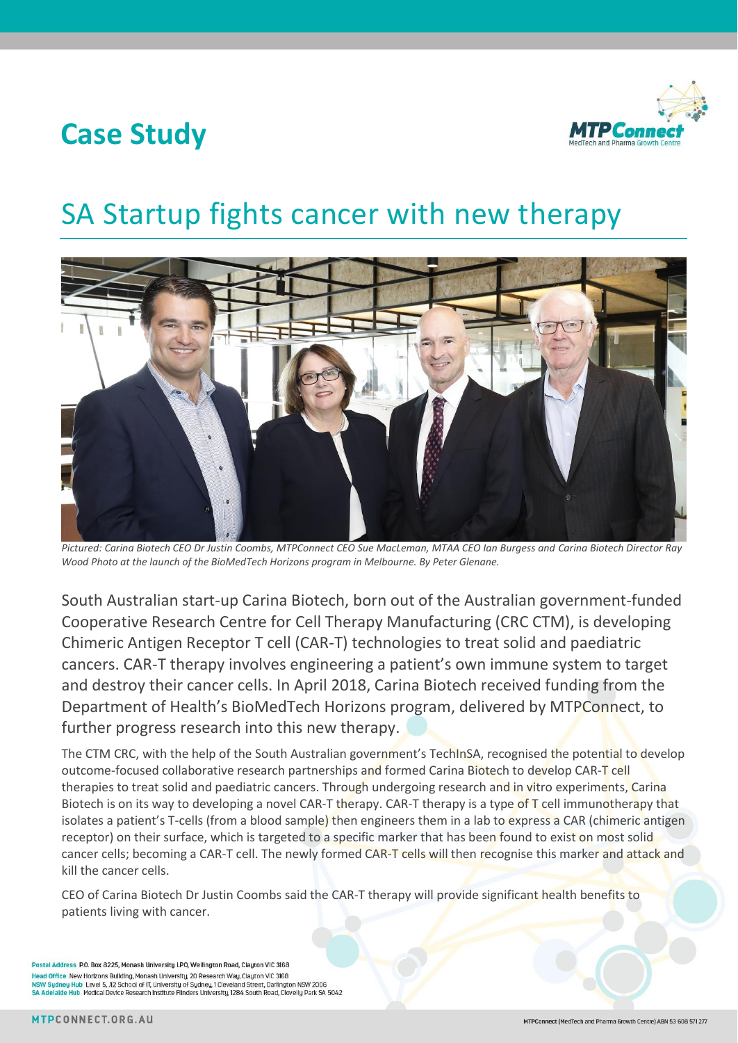# Case Study

## SA Startup fights cancer with new therapy

*Pictured: Carina Biotech CEO Dr Justin Coombs, MTPConnect CEO Sue MacLeman, MTAA CEO Ian Burgess and Carina Biotech Director Ray Wood Photo at the launch of the BioMedTech Horizons program in Melbourne. By Peter Glenane.*

South Australian start-up Carina Biotech, born out of the Australian government-funded Cooperative Research Centre for Cell Therapy Manufacturing (CRC CTM), is developing Chimeric Antigen Receptor T cell (CAR-T) technologies to treat solid and paediatric cancers. CAR-T therapy involves engineering a patient's own immune system to target and destroy their cancer cells. In April 2018, Carina Biotech received funding from the Department of Health's BioMedTech Horizons program, delivered by MTPConnect, to further progress research into this new therapy.

The CTM CRC, with the help of the South Australian government's TechInSA, recognised the potential to develop outcome-focused collaborative research partnerships and formed Carina Biotech to develop CAR-T cell therapies to treat solid and paediatric cancers. Through undergoing research and in vitro experiments, Carina Biotech is on its way to developing a novel CAR-T therapy. CAR-T therapy is a type of T cell immunotherapy that isolates a patient's T-cells (from a blood sample) then engineers them in a lab to express a CAR (chimeric antigen receptor) on their surface, which is targeted to a specific marker that has been found to exist on most solid cancer cells; becoming a CAR-T cell. The newly formed CAR-T cells will then recognise this marker and attack and kill the cancer cells.

CEO of Carina Biotech Dr Justin Coombs said the CAR-T therapy will provide significant health benefits to patients living with cancer.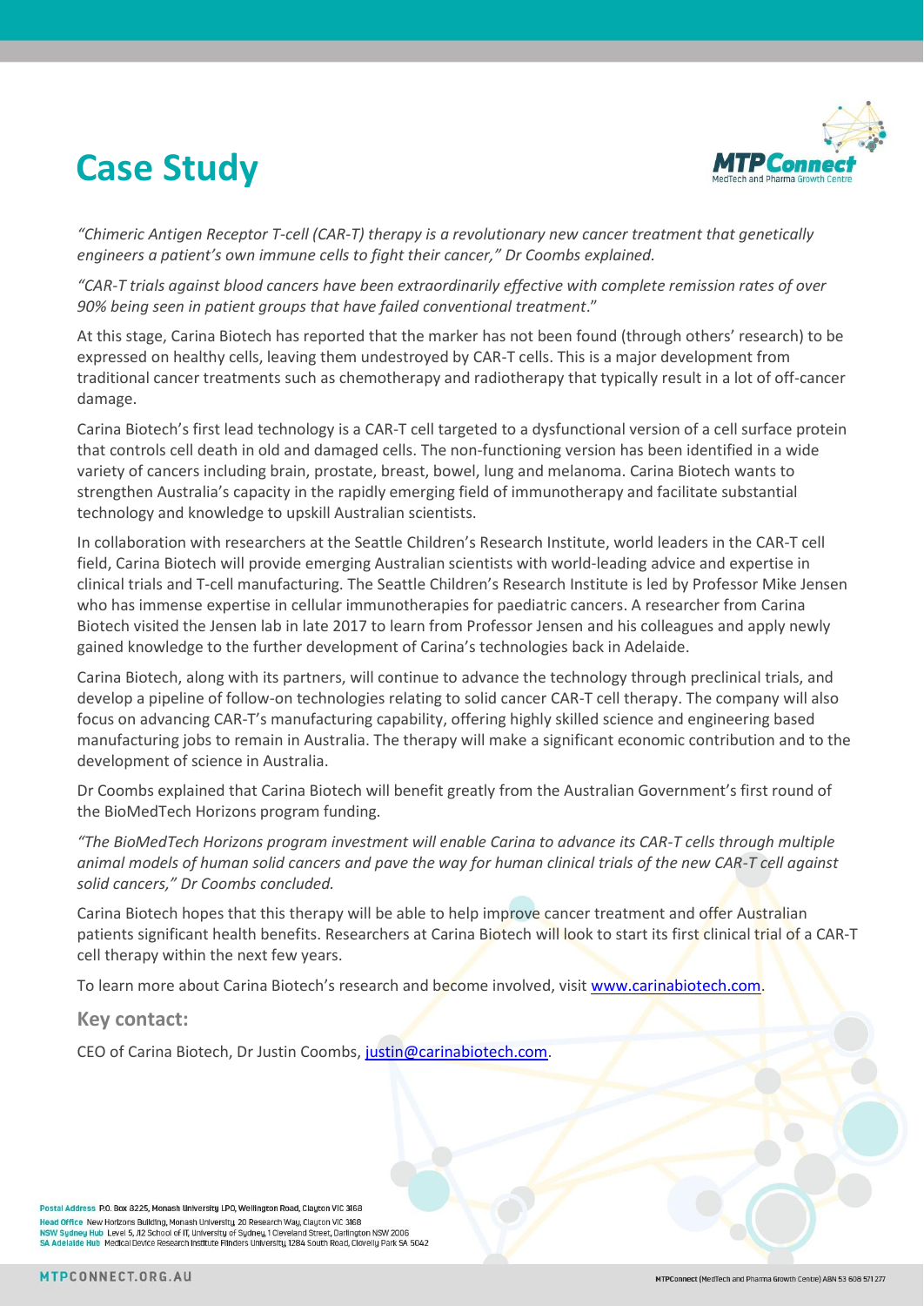# Case Study

*"Chimeric Antigen Receptor T-cell (CAR-T) therapy is a revolutionary new cancer treatment that genetically engineers a patient's own immune cells to fight their cancer," Dr Coombs explained.*

*"CAR-T trials against blood cancers have been extraordinarily effective with complete remission rates of over 90% being seen in patient groups that have failed conventional treatment."*

At this stage, Carina Biotech has reported that the marker has not been found (through others' research) to be expressed on healthy cells, leaving them undestroyed by CAR-T cells. This is a major development from traditional cancer treatments such as chemotherapy and radiotherapy that typically result in a lot of off-cancer damage.

Carina Biotech's first lead technology is a CAR-T cell targeted to a dysfunctional version of a cell surface protein that controls cell death in old and damaged cells. The non-functioning version has been identified in a wide variety of cancers including brain, prostate, breast, bowel, lung and melanoma. Carina Biotech wants to strengthen Australia's capacity in the rapidly emerging field of immunotherapy and facilitate substantial technology and knowledge to upskill Australian scientists.

In collaboration with researchers at the Seattle Children's Research Institute, world leaders in the CAR-T cell field, Carina Biotech will provide emerging Australian scientists with world-leading advice and expertise in clinical trials and T-cell manufacturing. The Seattle Children's Research Institute is led by Professor Mike Jensen who has immense expertise in cellular immunotherapies for paediatric cancers. A researcher from Carina Biotech visited the Jensen lab in late 2017 to learn from Professor Jensen and his colleagues and apply newly gained knowledge to the further development of Carina's technologies back in Adelaide.

Carina Biotech, along with its partners, will continue to advance the technology through preclinical trials, and develop a pipeline of follow-on technologies relating to solid cancer CAR-T cell therapy. The company will also focus on advancing CAR-T's manufacturing capability, offering highly skilled science and engineering based manufacturing jobs to remain in Australia. The therapy will make a significant economic contribution and to the development of science in Australia.

Dr Coombs explained that Carina Biotech will benefit greatly from the Australian Government's first round of the BioMedTech Horizons program funding.

*"The BioMedTech Horizons program investment will enable Carina to advance its CAR-T cells through multiple animal models of human solid cancers and pave the way for human clinical trials of the new CAR-T cell against solid cancers," Dr Coombs concluded.*

Carina Biotech hopes that this therapy will be able to help improve cancer treatment and offer Australian patients significant health benefits. Researchers at Carina Biotech will look to start its first clinical trial of a CAR-T cell therapy within the next few years.

To learn more about Carina Biotech's research and become involved, visit [www.carinabiotech.com](www.carinabiotech.com).

## Key contact:

CEO of Carina Biotech, Dr Justin Coombs, [justin@carinabiotech.com](mailto:justin@carinabiotech.com).